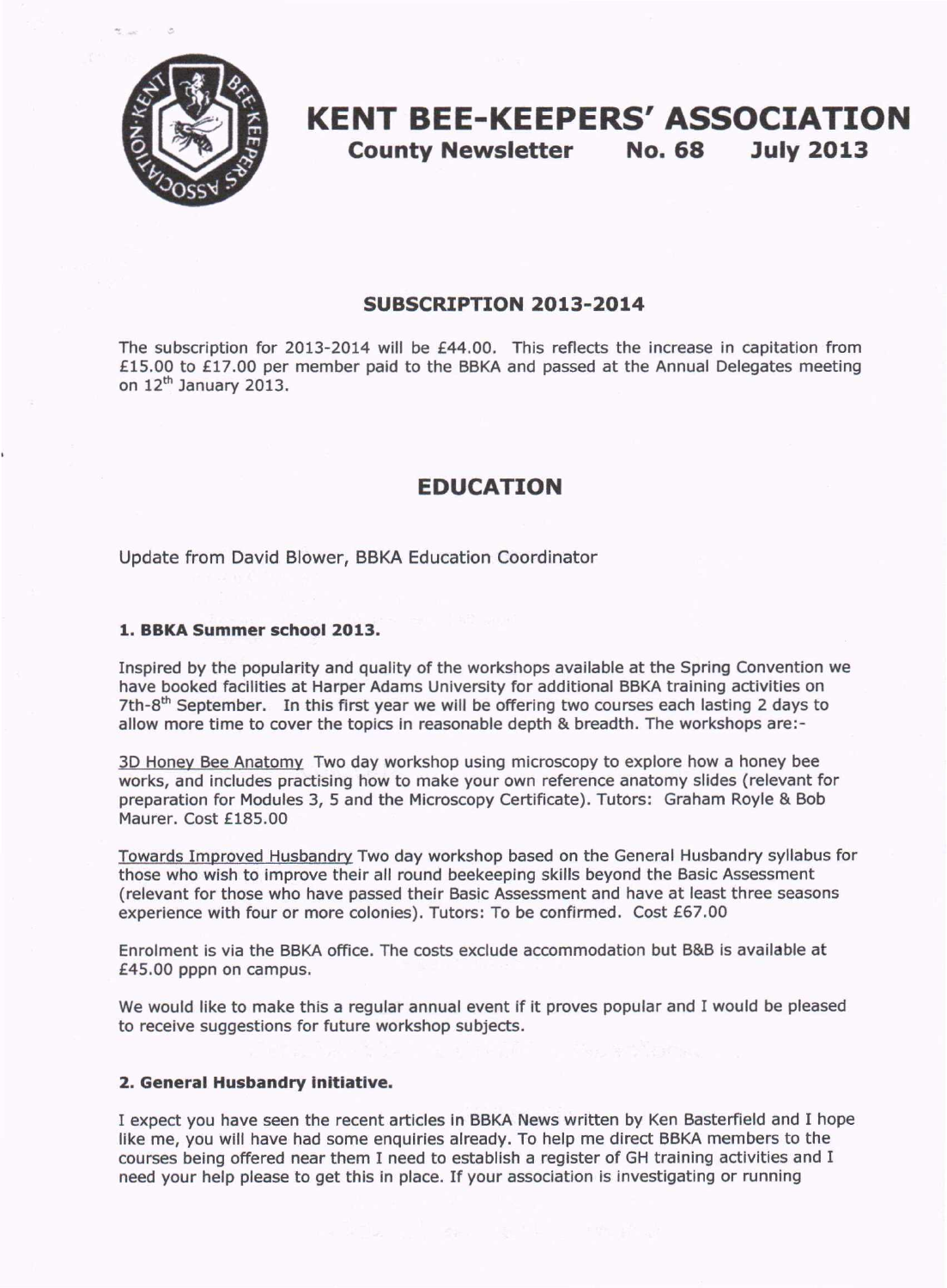# KENT BEE-KEEPERS' ASSOCIATION

**County Newsletter No. 68 July 2013**

## SUBSCRIPTION 2013-2014

The subscription for 2013-2014 will be £44.00. This reflects the increase in capitation from £15.00 to £17.00 per member paid to the BBKA and passed at the Annual Delegates meeting on 12th January 2013.

## EDUCATION

Update from David Blower, BBKA Education Coordinator

### 1. BBKA Summer school 2013.

Inspired by the popularity and quality of the workshops available at the Spring Convention we have booked facilities at Harper Adams University for additional BBKA training activities on 7th-8th September. In this first year we will be offering two courses each lasting 2 days to allow more time to cover the topics in reasonable depth & breadth. The workshops are:-

3D Honey Bee Anatomy Two day workshop using microscopy to explore how a honey bee works, and includes practising how to make your own reference anatomy slides (relevant for preparation for Modules 3, 5 and the Microscopy Certificate). Tutors: Graham Royle & Bob Maurer. Cost £185.00

Towards Improved Husbandry Two day workshop based on the General Husbandry syllabus for those who wish to improve their all round beekeeping skills beyond the Basic Assessment (relevant for those who have passed their Basic Assessment and have at least three seasons experience with four or more colonies). Tutors: To be confirmed. Cost £67.00

Enrolment is via the BBKA office. The costs exclude accommodation but B&B is available at £45.00 pppn on campus.

We would like to make this a regular annual event if it proves popular and I would be pleased to receive suggestions for future workshop subjects.

### 2. General Husbandry initiative.

I expect you have seen the recent articles in BBKA News written by Ken Basterfield and I hope like me, you will have had some enquiries already. To help me direct BBKA members to the courses being offered near them I need to establish a register of GH training activities and I need your help please to get this in place. If your association is investigating or running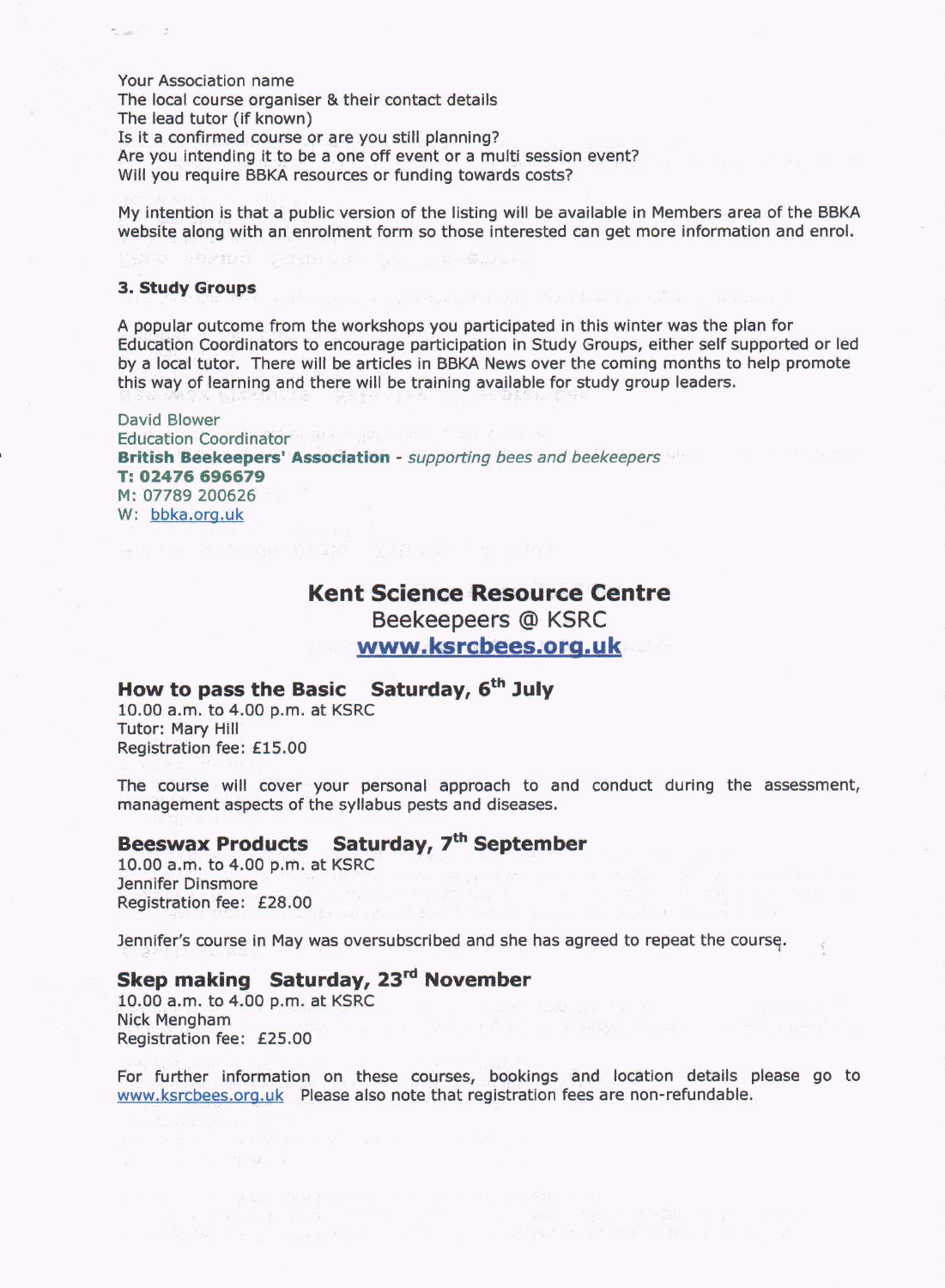Your Association name
The local course organiser & their contact details
The lead tutor (if known)
Is it a confirmed course or are you still planning?
Are you intending it to be a one off event or a multi session event?
Will you require BBKA resources or funding towards costs?

My intention is that a public version of the listing will be available in Members area of the BBKA website along with an enrolment form so those interested can get more information and enrol.

**3. Study Groups**

A popular outcome from the workshops you participated in this winter was the plan for Education Coordinators to encourage participation in Study Groups, either self supported or led by a local tutor. There will be articles in BBKA News over the coming months to help promote this way of learning and there will be training available for study group leaders.

David Blower
Education Coordinator
**British Beekeepers' Association** - *supporting bees and beekeepers*
**T: 02476 696679**
M: 07789 200626
W: bbka.org.uk

## Kent Science Resource Centre

Beekeepers @ KSRC
**www.ksrcbees.org.uk**

### How to pass the Basic    Saturday, 6th July

10.00 a.m. to 4.00 p.m. at KSRC
Tutor: Mary Hill
Registration fee: £15.00

The course will cover your personal approach to and conduct during the assessment, management aspects of the syllabus pests and diseases.

### Beeswax Products    Saturday, 7th September

10.00 a.m. to 4.00 p.m. at KSRC
Jennifer Dinsmore
Registration fee: £28.00

Jennifer's course in May was oversubscribed and she has agreed to repeat the course.

### Skep making    Saturday, 23rd November

10.00 a.m. to 4.00 p.m. at KSRC
Nick Mengham
Registration fee: £25.00

For further information on these courses, bookings and location details please go to www.ksrcbees.org.uk Please also note that registration fees are non-refundable.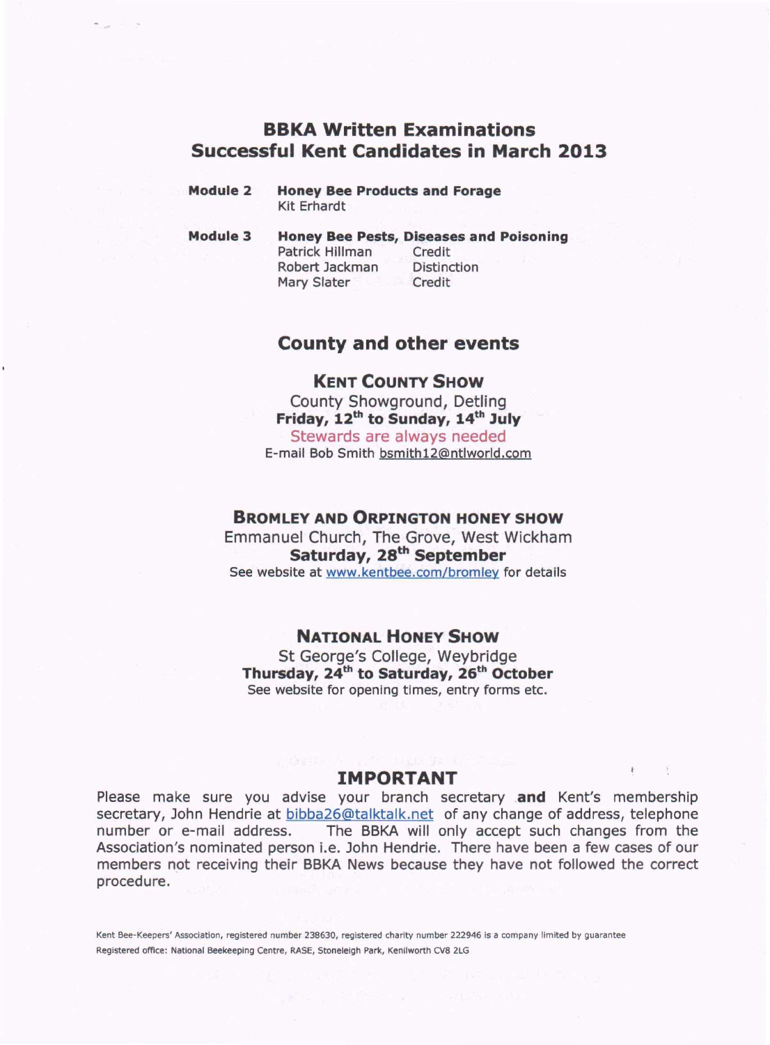## BBKA Written Examinations
## Successful Kent Candidates in March 2013

**Module 2** **Honey Bee Products and Forage**
Kit Erhardt

**Module 3** **Honey Bee Pests, Diseases and Poisoning**

| | |
|---|---|
| Patrick Hillman | Credit |
| Robert Jackman | Distinction |
| Mary Slater | Credit |

## County and other events

### KENT COUNTY SHOW

County Showground, Detling
**Friday, 12th to Sunday, 14th July**
Stewards are always needed
E-mail Bob Smith bsmith12@ntlworld.com

### BROMLEY AND ORPINGTON HONEY SHOW

Emmanuel Church, The Grove, West Wickham
**Saturday, 28th September**
See website at www.kentbee.com/bromley for details

### NATIONAL HONEY SHOW

St George's College, Weybridge
**Thursday, 24th to Saturday, 26th October**
See website for opening times, entry forms etc.

## IMPORTANT

Please make sure you advise your branch secretary **and** Kent's membership secretary, John Hendrie at bibba26@talktalk.net of any change of address, telephone number or e-mail address. The BBKA will only accept such changes from the Association's nominated person i.e. John Hendrie. There have been a few cases of our members not receiving their BBKA News because they have not followed the correct procedure.

Kent Bee-Keepers' Association, registered number 238630, registered charity number 222946 is a company limited by guarantee
Registered office: National Beekeeping Centre, RASE, Stoneleigh Park, Kenilworth CV8 2LG